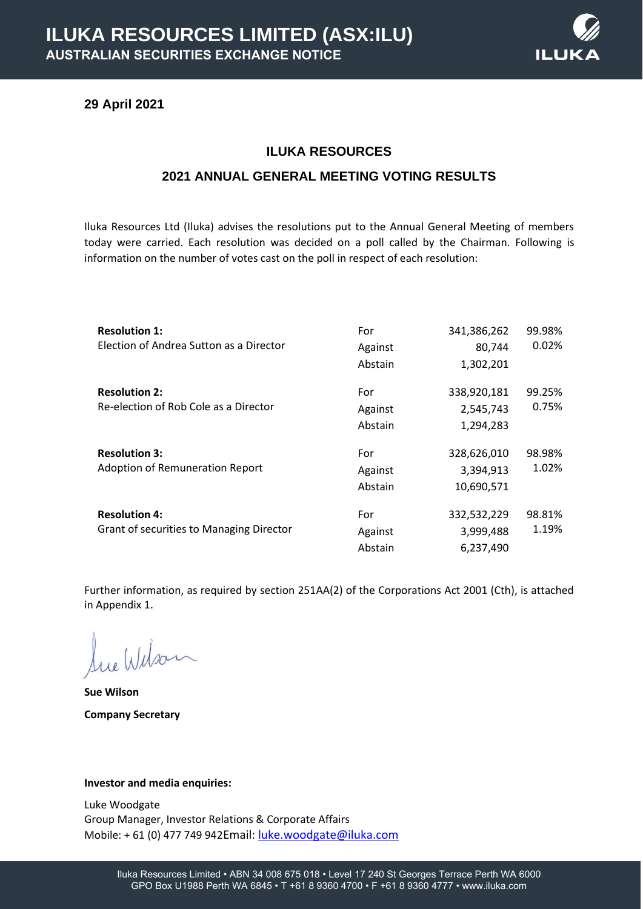# ILUKA RESOURCES LIMITED (ASX:ILU)
## AUSTRALIAN SECURITIES EXCHANGE NOTICE

**29 April 2021**

### ILUKA RESOURCES
### 2021 ANNUAL GENERAL MEETING VOTING RESULTS

Iluka Resources Ltd (Iluka) advises the resolutions put to the Annual General Meeting of members today were carried. Each resolution was decided on a poll called by the Chairman. Following is information on the number of votes cast on the poll in respect of each resolution:

| Resolution | | Votes | % |
|---|---|---|---|
| **Resolution 1:** Election of Andrea Sutton as a Director | For | 341,386,262 | 99.98% |
| | Against | 80,744 | 0.02% |
| | Abstain | 1,302,201 | |
| **Resolution 2:** Re-election of Rob Cole as a Director | For | 338,920,181 | 99.25% |
| | Against | 2,545,743 | 0.75% |
| | Abstain | 1,294,283 | |
| **Resolution 3:** Adoption of Remuneration Report | For | 328,626,010 | 98.98% |
| | Against | 3,394,913 | 1.02% |
| | Abstain | 10,690,571 | |
| **Resolution 4:** Grant of securities to Managing Director | For | 332,532,229 | 98.81% |
| | Against | 3,999,488 | 1.19% |
| | Abstain | 6,237,490 | |

Further information, as required by section 251AA(2) of the Corporations Act 2001 (Cth), is attached in Appendix 1.

Sue Wilson

**Sue Wilson**

**Company Secretary**

**Investor and media enquiries:**

Luke Woodgate
Group Manager, Investor Relations & Corporate Affairs
Mobile: + 61 (0) 477 749 942Email: luke.woodgate@iluka.com

Iluka Resources Limited • ABN 34 008 675 018 • Level 17 240 St Georges Terrace Perth WA 6000
GPO Box U1988 Perth WA 6845 • T +61 8 9360 4700 • F +61 8 9360 4777 • www.iluka.com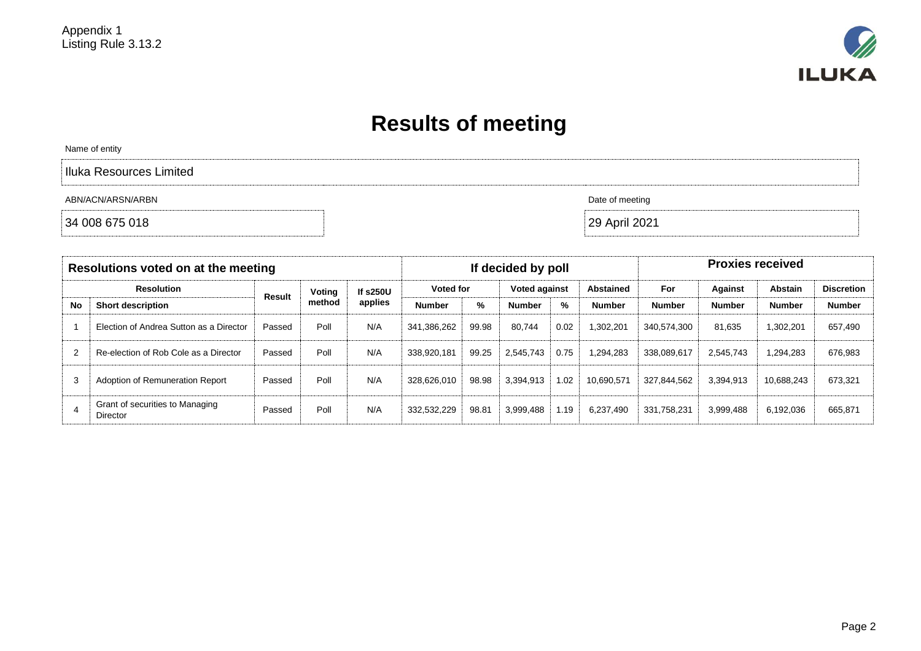Appendix 1
Listing Rule 3.13.2

# Results of meeting

Name of entity

Iluka Resources Limited

ABN/ACN/ARSN/ARBN

34 008 675 018

Date of meeting

29 April 2021

| Resolutions voted on at the meeting | | | | | If decided by poll | | | | | Proxies received | | | |
|---|---|---|---|---|---|---|---|---|---|---|---|---|---|
| Resolution | | Result | Voting method | If s250U applies | Voted for | | Voted against | | Abstained | For | Against | Abstain | Discretion |
| No | Short description | | | | Number | % | Number | % | Number | Number | Number | Number | Number |
| 1 | Election of Andrea Sutton as a Director | Passed | Poll | N/A | 341,386,262 | 99.98 | 80,744 | 0.02 | 1,302,201 | 340,574,300 | 81,635 | 1,302,201 | 657,490 |
| 2 | Re-election of Rob Cole as a Director | Passed | Poll | N/A | 338,920,181 | 99.25 | 2,545,743 | 0.75 | 1,294,283 | 338,089,617 | 2,545,743 | 1,294,283 | 676,983 |
| 3 | Adoption of Remuneration Report | Passed | Poll | N/A | 328,626,010 | 98.98 | 3,394,913 | 1.02 | 10,690,571 | 327,844,562 | 3,394,913 | 10,688,243 | 673,321 |
| 4 | Grant of securities to Managing Director | Passed | Poll | N/A | 332,532,229 | 98.81 | 3,999,488 | 1.19 | 6,237,490 | 331,758,231 | 3,999,488 | 6,192,036 | 665,871 |